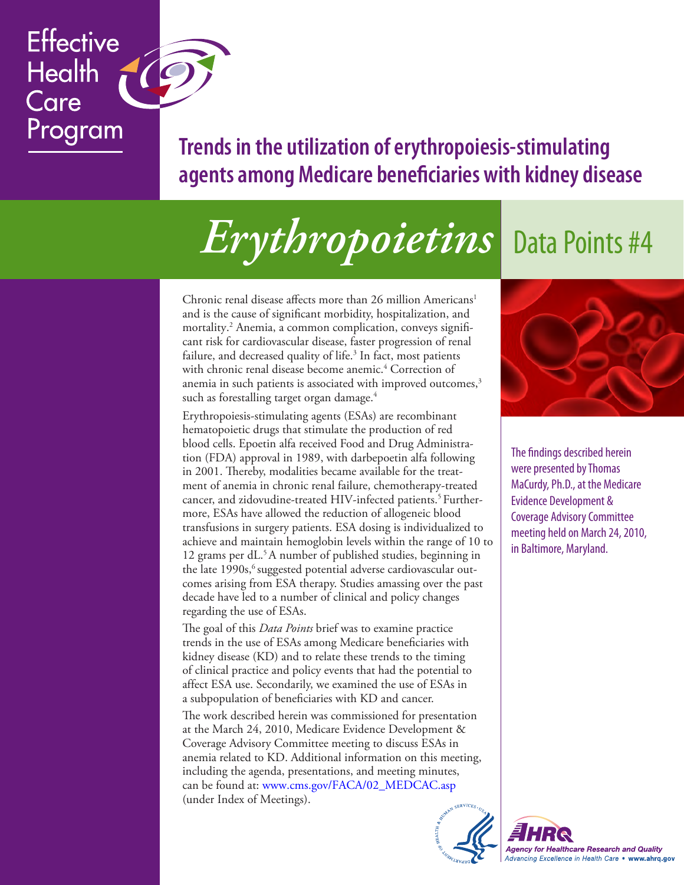Effective Health Care Program

# Trends in the utilization of erythropoiesis-stimulating agents among Medicare beneficiaries with kidney disease

## *Erythropoietins* Data Points #4

Chronic renal disease affects more than 26 million Americans[1] and is the cause of significant morbidity, hospitalization, and mortality.[2] Anemia, a common complication, conveys significant risk for cardiovascular disease, faster progression of renal failure, and decreased quality of life.[3] In fact, most patients with chronic renal disease become anemic.[4] Correction of anemia in such patients is associated with improved outcomes,[3] such as forestalling target organ damage.[4]

Erythropoiesis-stimulating agents (ESAs) are recombinant hematopoietic drugs that stimulate the production of red blood cells. Epoetin alfa received Food and Drug Administration (FDA) approval in 1989, with darbepoetin alfa following in 2001. Thereby, modalities became available for the treatment of anemia in chronic renal failure, chemotherapy-treated cancer, and zidovudine-treated HIV-infected patients.[5] Furthermore, ESAs have allowed the reduction of allogeneic blood transfusions in surgery patients. ESA dosing is individualized to achieve and maintain hemoglobin levels within the range of 10 to 12 grams per dL.[5] A number of published studies, beginning in the late 1990s,[6] suggested potential adverse cardiovascular outcomes arising from ESA therapy. Studies amassing over the past decade have led to a number of clinical and policy changes regarding the use of ESAs.

The goal of this *Data Points* brief was to examine practice trends in the use of ESAs among Medicare beneficiaries with kidney disease (KD) and to relate these trends to the timing of clinical practice and policy events that had the potential to affect ESA use. Secondarily, we examined the use of ESAs in a subpopulation of beneficiaries with KD and cancer.

The work described herein was commissioned for presentation at the March 24, 2010, Medicare Evidence Development & Coverage Advisory Committee meeting to discuss ESAs in anemia related to KD. Additional information on this meeting, including the agenda, presentations, and meeting minutes, can be found at: www.cms.gov/FACA/02_MEDCAC.asp (under Index of Meetings).

The findings described herein were presented by Thomas MaCurdy, Ph.D., at the Medicare Evidence Development & Coverage Advisory Committee meeting held on March 24, 2010, in Baltimore, Maryland.

AHRQ — Agency for Healthcare Research and Quality
Advancing Excellence in Health Care • www.ahrq.gov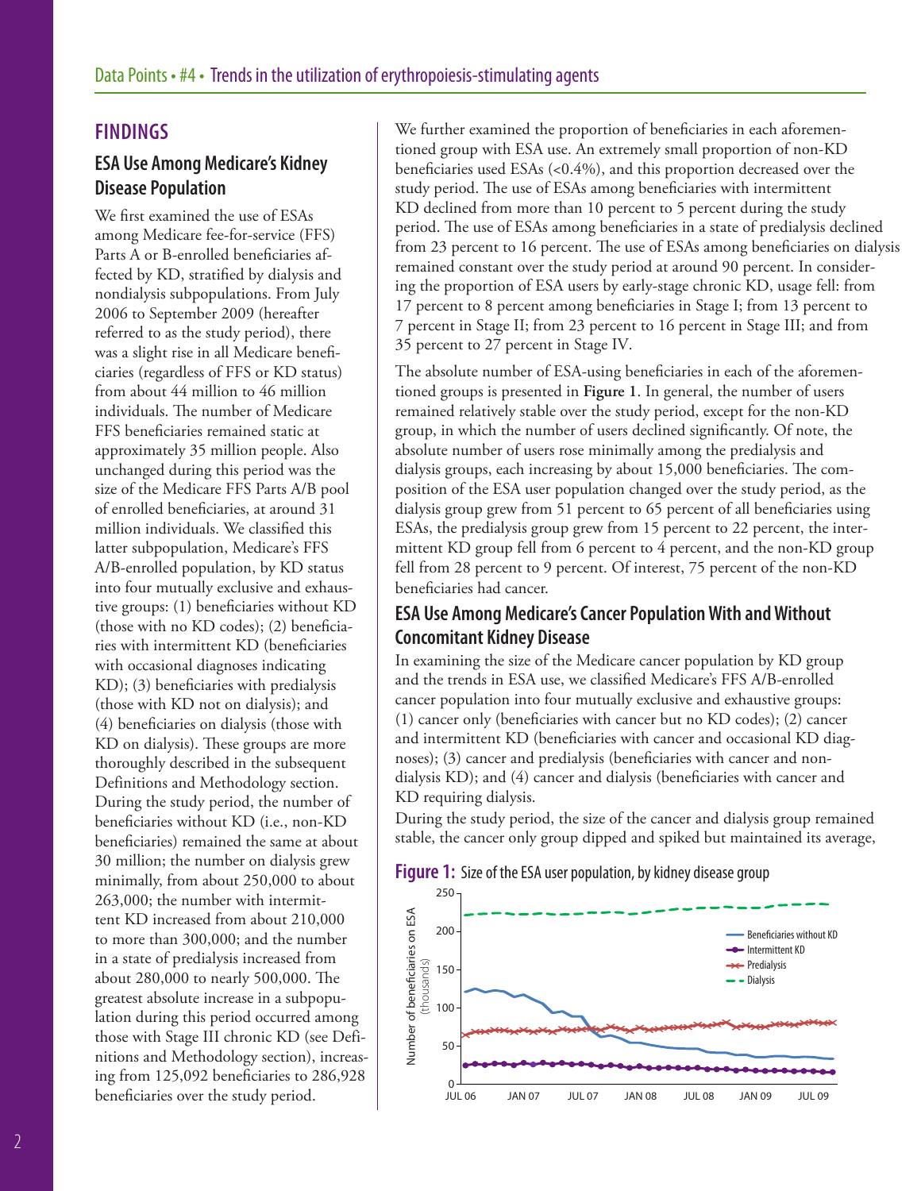## FINDINGS

### ESA Use Among Medicare's Kidney Disease Population

We first examined the use of ESAs among Medicare fee-for-service (FFS) Parts A or B-enrolled beneficiaries affected by KD, stratified by dialysis and nondialysis subpopulations. From July 2006 to September 2009 (hereafter referred to as the study period), there was a slight rise in all Medicare beneficiaries (regardless of FFS or KD status) from about 44 million to 46 million individuals. The number of Medicare FFS beneficiaries remained static at approximately 35 million people. Also unchanged during this period was the size of the Medicare FFS Parts A/B pool of enrolled beneficiaries, at around 31 million individuals. We classified this latter subpopulation, Medicare's FFS A/B-enrolled population, by KD status into four mutually exclusive and exhaustive groups: (1) beneficiaries without KD (those with no KD codes); (2) beneficiaries with intermittent KD (beneficiaries with occasional diagnoses indicating KD); (3) beneficiaries with predialysis (those with KD not on dialysis); and (4) beneficiaries on dialysis (those with KD on dialysis). These groups are more thoroughly described in the subsequent Definitions and Methodology section. During the study period, the number of beneficiaries without KD (i.e., non-KD beneficiaries) remained the same at about 30 million; the number on dialysis grew minimally, from about 250,000 to about 263,000; the number with intermittent KD increased from about 210,000 to more than 300,000; and the number in a state of predialysis increased from about 280,000 to nearly 500,000. The greatest absolute increase in a subpopulation during this period occurred among those with Stage III chronic KD (see Definitions and Methodology section), increasing from 125,092 beneficiaries to 286,928 beneficiaries over the study period.

We further examined the proportion of beneficiaries in each aforementioned group with ESA use. An extremely small proportion of non-KD beneficiaries used ESAs (<0.4%), and this proportion decreased over the study period. The use of ESAs among beneficiaries with intermittent KD declined from more than 10 percent to 5 percent during the study period. The use of ESAs among beneficiaries in a state of predialysis declined from 23 percent to 16 percent. The use of ESAs among beneficiaries on dialysis remained constant over the study period at around 90 percent. In considering the proportion of ESA users by early-stage chronic KD, usage fell: from 17 percent to 8 percent among beneficiaries in Stage I; from 13 percent to 7 percent in Stage II; from 23 percent to 16 percent in Stage III; and from 35 percent to 27 percent in Stage IV.

The absolute number of ESA-using beneficiaries in each of the aforementioned groups is presented in **Figure 1**. In general, the number of users remained relatively stable over the study period, except for the non-KD group, in which the number of users declined significantly. Of note, the absolute number of users rose minimally among the predialysis and dialysis groups, each increasing by about 15,000 beneficiaries. The composition of the ESA user population changed over the study period, as the dialysis group grew from 51 percent to 65 percent of all beneficiaries using ESAs, the predialysis group grew from 15 percent to 22 percent, the intermittent KD group fell from 6 percent to 4 percent, and the non-KD group fell from 28 percent to 9 percent. Of interest, 75 percent of the non-KD beneficiaries had cancer.

### ESA Use Among Medicare's Cancer Population With and Without Concomitant Kidney Disease

In examining the size of the Medicare cancer population by KD group and the trends in ESA use, we classified Medicare's FFS A/B-enrolled cancer population into four mutually exclusive and exhaustive groups: (1) cancer only (beneficiaries with cancer but no KD codes); (2) cancer and intermittent KD (beneficiaries with cancer and occasional KD diagnoses); (3) cancer and predialysis (beneficiaries with cancer and nondialysis KD); and (4) cancer and dialysis (beneficiaries with cancer and KD requiring dialysis.

During the study period, the size of the cancer and dialysis group remained stable, the cancer only group dipped and spiked but maintained its average,

**Figure 1:** Size of the ESA user population, by kidney disease group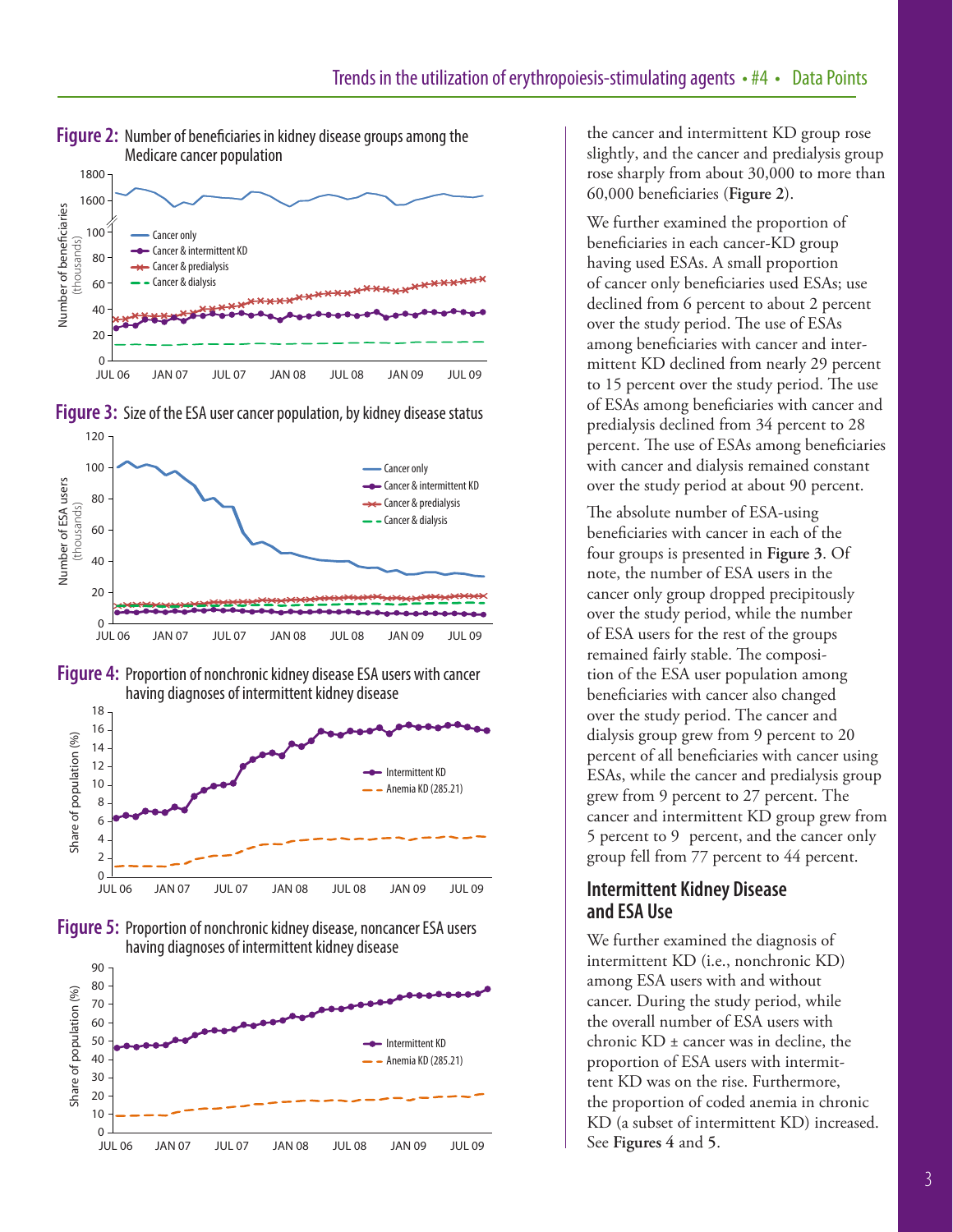**Figure 2:** Number of beneficiaries in kidney disease groups among the Medicare cancer population

**Figure 3:** Size of the ESA user cancer population, by kidney disease status

**Figure 4:** Proportion of nonchronic kidney disease ESA users with cancer having diagnoses of intermittent kidney disease

**Figure 5:** Proportion of nonchronic kidney disease, noncancer ESA users having diagnoses of intermittent kidney disease

the cancer and intermittent KD group rose slightly, and the cancer and predialysis group rose sharply from about 30,000 to more than 60,000 beneficiaries (**Figure 2**).

We further examined the proportion of beneficiaries in each cancer-KD group having used ESAs. A small proportion of cancer only beneficiaries used ESAs; use declined from 6 percent to about 2 percent over the study period. The use of ESAs among beneficiaries with cancer and intermittent KD declined from nearly 29 percent to 15 percent over the study period. The use of ESAs among beneficiaries with cancer and predialysis declined from 34 percent to 28 percent. The use of ESAs among beneficiaries with cancer and dialysis remained constant over the study period at about 90 percent.

The absolute number of ESA-using beneficiaries with cancer in each of the four groups is presented in **Figure 3**. Of note, the number of ESA users in the cancer only group dropped precipitously over the study period, while the number of ESA users for the rest of the groups remained fairly stable. The composition of the ESA user population among beneficiaries with cancer also changed over the study period. The cancer and dialysis group grew from 9 percent to 20 percent of all beneficiaries with cancer using ESAs, while the cancer and predialysis group grew from 9 percent to 27 percent. The cancer and intermittent KD group grew from 5 percent to 9 percent, and the cancer only group fell from 77 percent to 44 percent.

## Intermittent Kidney Disease and ESA Use

We further examined the diagnosis of intermittent KD (i.e., nonchronic KD) among ESA users with and without cancer. During the study period, while the overall number of ESA users with chronic KD ± cancer was in decline, the proportion of ESA users with intermittent KD was on the rise. Furthermore, the proportion of coded anemia in chronic KD (a subset of intermittent KD) increased. See **Figures 4** and **5**.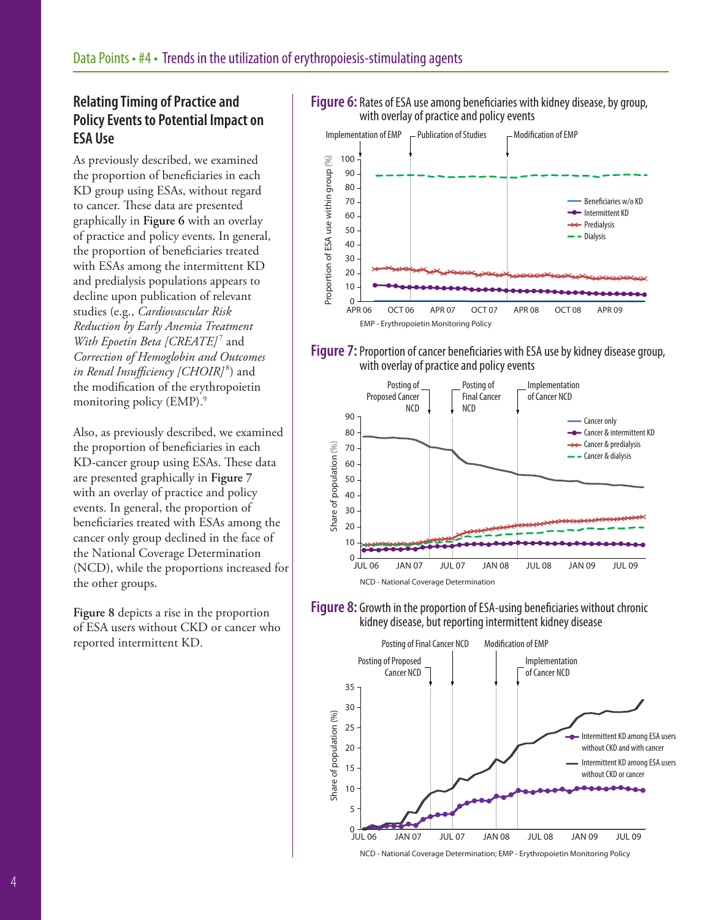## Relating Timing of Practice and Policy Events to Potential Impact on ESA Use

As previously described, we examined the proportion of beneficiaries in each KD group using ESAs, without regard to cancer. These data are presented graphically in **Figure 6** with an overlay of practice and policy events. In general, the proportion of beneficiaries treated with ESAs among the intermittent KD and predialysis populations appears to decline upon publication of relevant studies (e.g., *Cardiovascular Risk Reduction by Early Anemia Treatment With Epoetin Beta [CREATE]*[7] and *Correction of Hemoglobin and Outcomes in Renal Insufficiency [CHOIR]*[8]) and the modification of the erythropoietin monitoring policy (EMP).[9]

Also, as previously described, we examined the proportion of beneficiaries in each KD-cancer group using ESAs. These data are presented graphically in **Figure 7** with an overlay of practice and policy events. In general, the proportion of beneficiaries treated with ESAs among the cancer only group declined in the face of the National Coverage Determination (NCD), while the proportions increased for the other groups.

**Figure 8** depicts a rise in the proportion of ESA users without CKD or cancer who reported intermittent KD.

**Figure 6:** Rates of ESA use among beneficiaries with kidney disease, by group, with overlay of practice and policy events

EMP - Erythropoietin Monitoring Policy

**Figure 7:** Proportion of cancer beneficiaries with ESA use by kidney disease group, with overlay of practice and policy events

NCD - National Coverage Determination

**Figure 8:** Growth in the proportion of ESA-using beneficiaries without chronic kidney disease, but reporting intermittent kidney disease

NCD - National Coverage Determination; EMP - Erythropoietin Monitoring Policy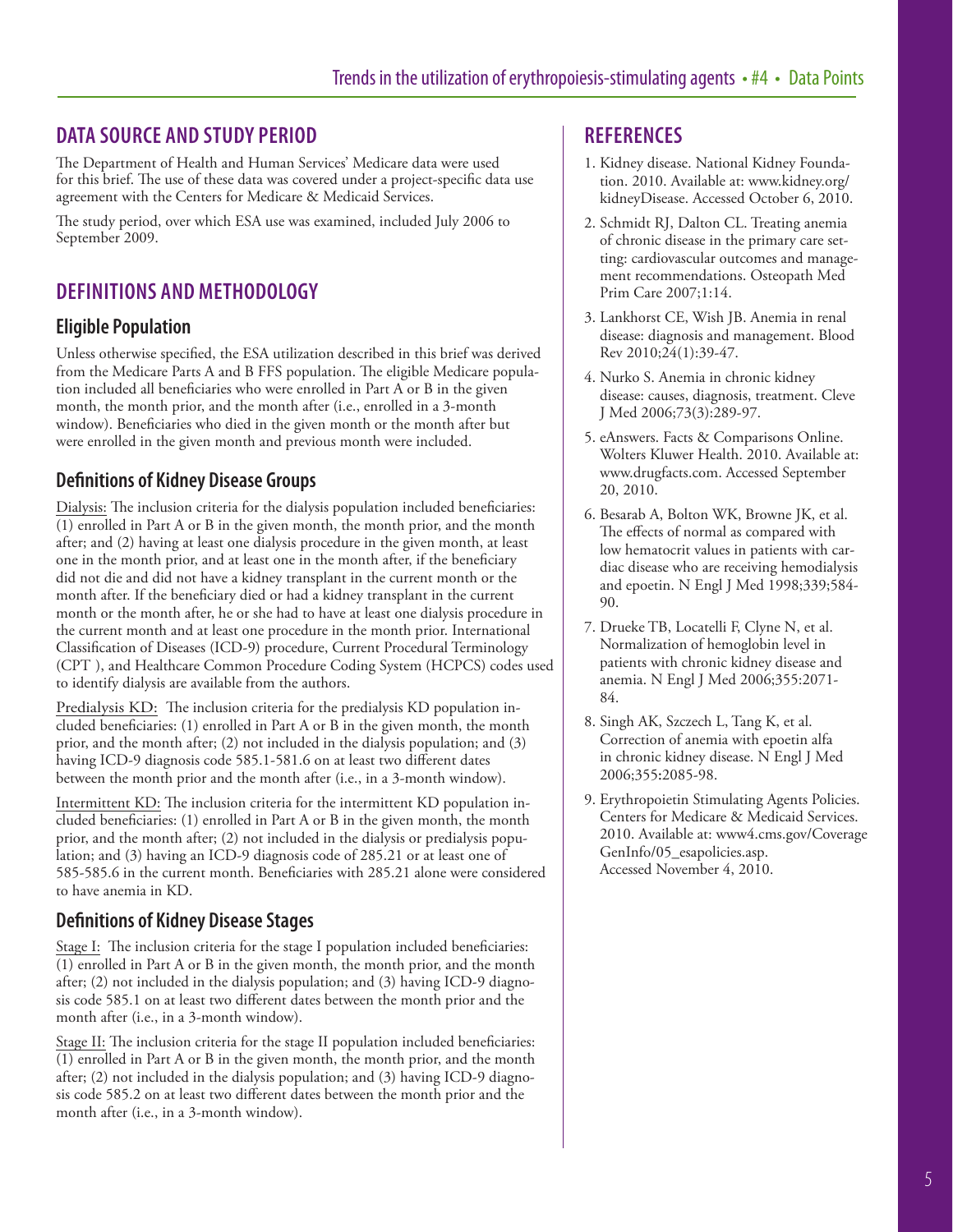## DATA SOURCE AND STUDY PERIOD

The Department of Health and Human Services' Medicare data were used for this brief. The use of these data was covered under a project-specific data use agreement with the Centers for Medicare & Medicaid Services.

The study period, over which ESA use was examined, included July 2006 to September 2009.

## DEFINITIONS AND METHODOLOGY

### Eligible Population

Unless otherwise specified, the ESA utilization described in this brief was derived from the Medicare Parts A and B FFS population. The eligible Medicare population included all beneficiaries who were enrolled in Part A or B in the given month, the month prior, and the month after (i.e., enrolled in a 3-month window). Beneficiaries who died in the given month or the month after but were enrolled in the given month and previous month were included.

### Definitions of Kidney Disease Groups

Dialysis: The inclusion criteria for the dialysis population included beneficiaries: (1) enrolled in Part A or B in the given month, the month prior, and the month after; and (2) having at least one dialysis procedure in the given month, at least one in the month prior, and at least one in the month after, if the beneficiary did not die and did not have a kidney transplant in the current month or the month after. If the beneficiary died or had a kidney transplant in the current month or the month after, he or she had to have at least one dialysis procedure in the current month and at least one procedure in the month prior. International Classification of Diseases (ICD-9) procedure, Current Procedural Terminology (CPT ), and Healthcare Common Procedure Coding System (HCPCS) codes used to identify dialysis are available from the authors.

Predialysis KD: The inclusion criteria for the predialysis KD population included beneficiaries: (1) enrolled in Part A or B in the given month, the month prior, and the month after; (2) not included in the dialysis population; and (3) having ICD-9 diagnosis code 585.1-581.6 on at least two different dates between the month prior and the month after (i.e., in a 3-month window).

Intermittent KD: The inclusion criteria for the intermittent KD population included beneficiaries: (1) enrolled in Part A or B in the given month, the month prior, and the month after; (2) not included in the dialysis or predialysis population; and (3) having an ICD-9 diagnosis code of 285.21 or at least one of 585-585.6 in the current month. Beneficiaries with 285.21 alone were considered to have anemia in KD.

### Definitions of Kidney Disease Stages

Stage I: The inclusion criteria for the stage I population included beneficiaries: (1) enrolled in Part A or B in the given month, the month prior, and the month after; (2) not included in the dialysis population; and (3) having ICD-9 diagnosis code 585.1 on at least two different dates between the month prior and the month after (i.e., in a 3-month window).

Stage II: The inclusion criteria for the stage II population included beneficiaries: (1) enrolled in Part A or B in the given month, the month prior, and the month after; (2) not included in the dialysis population; and (3) having ICD-9 diagnosis code 585.2 on at least two different dates between the month prior and the month after (i.e., in a 3-month window).

## REFERENCES

1. Kidney disease. National Kidney Foundation. 2010. Available at: www.kidney.org/kidneyDisease. Accessed October 6, 2010.
2. Schmidt RJ, Dalton CL. Treating anemia of chronic disease in the primary care setting: cardiovascular outcomes and management recommendations. Osteopath Med Prim Care 2007;1:14.
3. Lankhorst CE, Wish JB. Anemia in renal disease: diagnosis and management. Blood Rev 2010;24(1):39-47.
4. Nurko S. Anemia in chronic kidney disease: causes, diagnosis, treatment. Cleve J Med 2006;73(3):289-97.
5. eAnswers. Facts & Comparisons Online. Wolters Kluwer Health. 2010. Available at: www.drugfacts.com. Accessed September 20, 2010.
6. Besarab A, Bolton WK, Browne JK, et al. The effects of normal as compared with low hematocrit values in patients with cardiac disease who are receiving hemodialysis and epoetin. N Engl J Med 1998;339;584-90.
7. Drueke TB, Locatelli F, Clyne N, et al. Normalization of hemoglobin level in patients with chronic kidney disease and anemia. N Engl J Med 2006;355:2071-84.
8. Singh AK, Szczech L, Tang K, et al. Correction of anemia with epoetin alfa in chronic kidney disease. N Engl J Med 2006;355:2085-98.
9. Erythropoietin Stimulating Agents Policies. Centers for Medicare & Medicaid Services. 2010. Available at: www4.cms.gov/CoverageGenInfo/05_esapolicies.asp. Accessed November 4, 2010.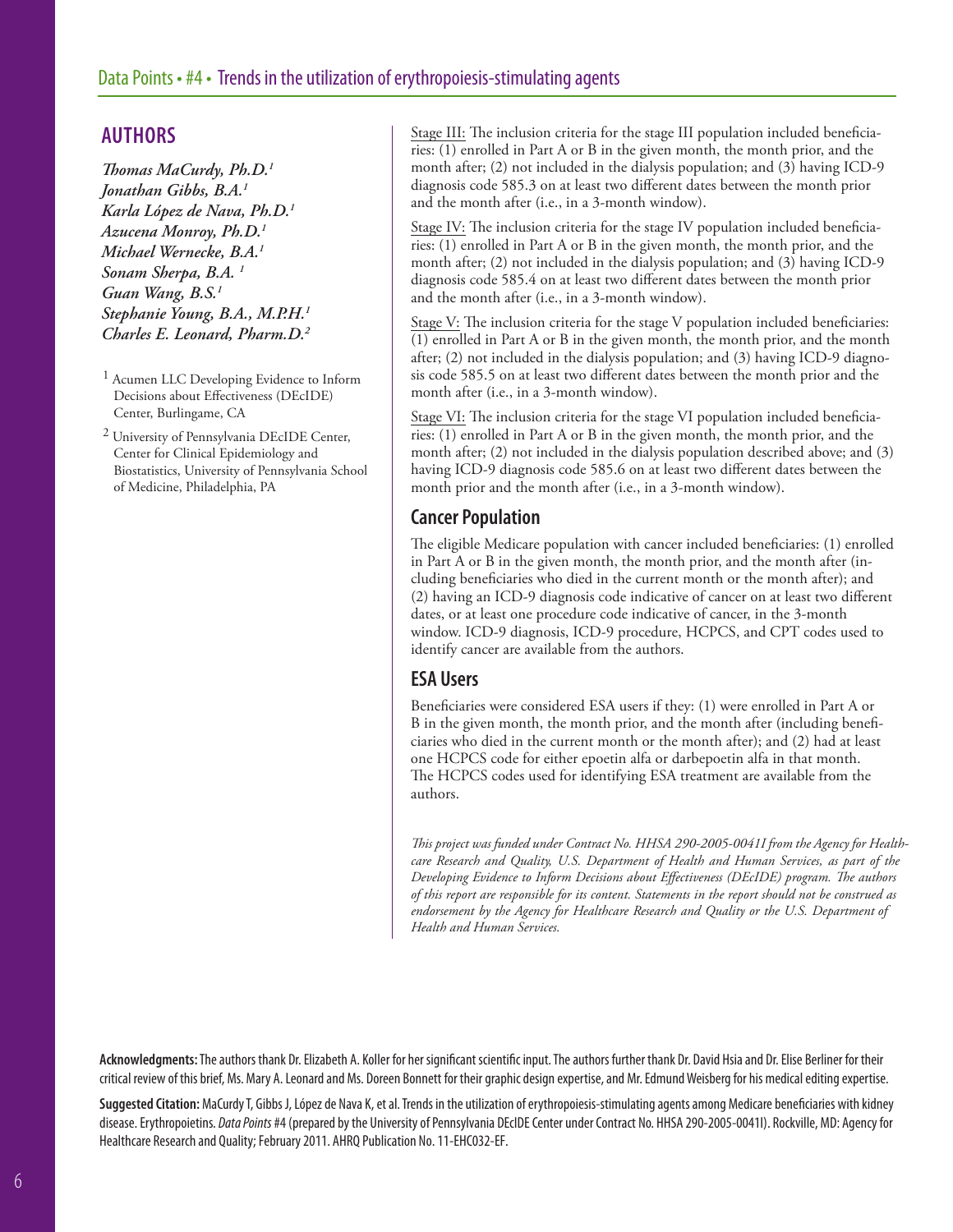## AUTHORS

*Thomas MaCurdy, Ph.D.*[1]
*Jonathan Gibbs, B.A.*[1]
*Karla López de Nava, Ph.D.*[1]
*Azucena Monroy, Ph.D.*[1]
*Michael Wernecke, B.A.*[1]
*Sonam Sherpa, B.A.* [1]
*Guan Wang, B.S.*[1]
*Stephanie Young, B.A., M.P.H.*[1]
*Charles E. Leonard, Pharm.D.*[2]

[1] Acumen LLC Developing Evidence to Inform Decisions about Effectiveness (DEcIDE) Center, Burlingame, CA

[2] University of Pennsylvania DEcIDE Center, Center for Clinical Epidemiology and Biostatistics, University of Pennsylvania School of Medicine, Philadelphia, PA

Stage III: The inclusion criteria for the stage III population included beneficiaries: (1) enrolled in Part A or B in the given month, the month prior, and the month after; (2) not included in the dialysis population; and (3) having ICD-9 diagnosis code 585.3 on at least two different dates between the month prior and the month after (i.e., in a 3-month window).

Stage IV: The inclusion criteria for the stage IV population included beneficiaries: (1) enrolled in Part A or B in the given month, the month prior, and the month after; (2) not included in the dialysis population; and (3) having ICD-9 diagnosis code 585.4 on at least two different dates between the month prior and the month after (i.e., in a 3-month window).

Stage V: The inclusion criteria for the stage V population included beneficiaries: (1) enrolled in Part A or B in the given month, the month prior, and the month after; (2) not included in the dialysis population; and (3) having ICD-9 diagnosis code 585.5 on at least two different dates between the month prior and the month after (i.e., in a 3-month window).

Stage VI: The inclusion criteria for the stage VI population included beneficiaries: (1) enrolled in Part A or B in the given month, the month prior, and the month after; (2) not included in the dialysis population described above; and (3) having ICD-9 diagnosis code 585.6 on at least two different dates between the month prior and the month after (i.e., in a 3-month window).

### Cancer Population

The eligible Medicare population with cancer included beneficiaries: (1) enrolled in Part A or B in the given month, the month prior, and the month after (including beneficiaries who died in the current month or the month after); and (2) having an ICD-9 diagnosis code indicative of cancer on at least two different dates, or at least one procedure code indicative of cancer, in the 3-month window. ICD-9 diagnosis, ICD-9 procedure, HCPCS, and CPT codes used to identify cancer are available from the authors.

### ESA Users

Beneficiaries were considered ESA users if they: (1) were enrolled in Part A or B in the given month, the month prior, and the month after (including beneficiaries who died in the current month or the month after); and (2) had at least one HCPCS code for either epoetin alfa or darbepoetin alfa in that month. The HCPCS codes used for identifying ESA treatment are available from the authors.

*This project was funded under Contract No. HHSA 290-2005-0041I from the Agency for Healthcare Research and Quality, U.S. Department of Health and Human Services, as part of the Developing Evidence to Inform Decisions about Effectiveness (DEcIDE) program. The authors of this report are responsible for its content. Statements in the report should not be construed as endorsement by the Agency for Healthcare Research and Quality or the U.S. Department of Health and Human Services.*

**Acknowledgments:** The authors thank Dr. Elizabeth A. Koller for her significant scientific input. The authors further thank Dr. David Hsia and Dr. Elise Berliner for their critical review of this brief, Ms. Mary A. Leonard and Ms. Doreen Bonnett for their graphic design expertise, and Mr. Edmund Weisberg for his medical editing expertise.

**Suggested Citation:** MaCurdy T, Gibbs J, López de Nava K, et al. Trends in the utilization of erythropoiesis-stimulating agents among Medicare beneficiaries with kidney disease. Erythropoietins. *Data Points* #4 (prepared by the University of Pennsylvania DEcIDE Center under Contract No. HHSA 290-2005-0041I). Rockville, MD: Agency for Healthcare Research and Quality; February 2011. AHRQ Publication No. 11-EHC032-EF.